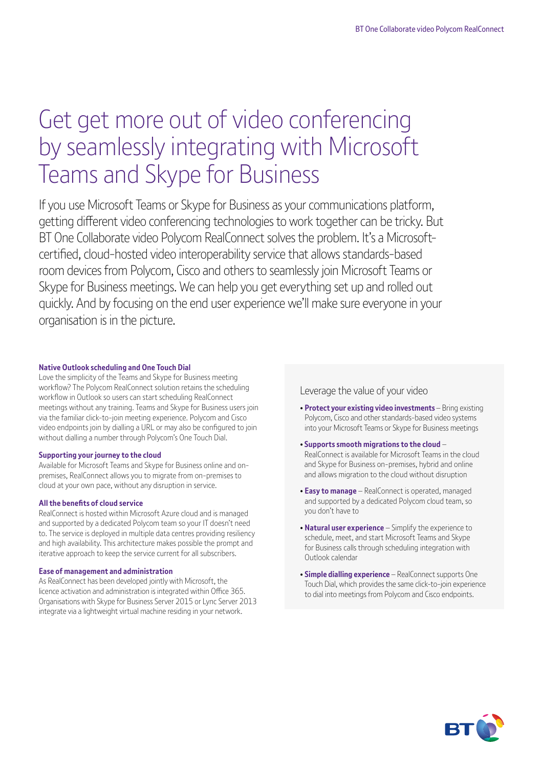# Get get more out of video conferencing by seamlessly integrating with Microsoft Teams and Skype for Business

If you use Microsoft Teams or Skype for Business as your communications platform, getting different video conferencing technologies to work together can be tricky. But BT One Collaborate video Polycom RealConnect solves the problem. It's a Microsoft-certified, cloud-hosted video interoperability service that allows standards-based room devices from Polycom, Cisco and others to seamlessly join Microsoft Teams or Skype for Business meetings. We can help you get everything set up and rolled out quickly. And by focusing on the end user experience we'll make sure everyone in your organisation is in the picture.

### Native Outlook scheduling and One Touch Dial

Love the simplicity of the Teams and Skype for Business meeting workflow? The Polycom RealConnect solution retains the scheduling workflow in Outlook so users can start scheduling RealConnect meetings without any training. Teams and Skype for Business users join via the familiar click-to-join meeting experience. Polycom and Cisco video endpoints join by dialling a URL or may also be configured to join without dialling a number through Polycom's One Touch Dial.

### Supporting your journey to the cloud

Available for Microsoft Teams and Skype for Business online and on-premises, RealConnect allows you to migrate from on-premises to cloud at your own pace, without any disruption in service.

### All the benefits of cloud service

RealConnect is hosted within Microsoft Azure cloud and is managed and supported by a dedicated Polycom team so your IT doesn't need to. The service is deployed in multiple data centres providing resiliency and high availability. This architecture makes possible the prompt and iterative approach to keep the service current for all subscribers.

### Ease of management and administration

As RealConnect has been developed jointly with Microsoft, the licence activation and administration is integrated within Office 365. Organisations with Skype for Business Server 2015 or Lync Server 2013 integrate via a lightweight virtual machine residing in your network.

## Leverage the value of your video

- **Protect your existing video investments** – Bring existing Polycom, Cisco and other standards-based video systems into your Microsoft Teams or Skype for Business meetings
- **Supports smooth migrations to the cloud** – RealConnect is available for Microsoft Teams in the cloud and Skype for Business on-premises, hybrid and online and allows migration to the cloud without disruption
- **Easy to manage** – RealConnect is operated, managed and supported by a dedicated Polycom cloud team, so you don't have to
- **Natural user experience** – Simplify the experience to schedule, meet, and start Microsoft Teams and Skype for Business calls through scheduling integration with Outlook calendar
- **Simple dialling experience** – RealConnect supports One Touch Dial, which provides the same click-to-join experience to dial into meetings from Polycom and Cisco endpoints.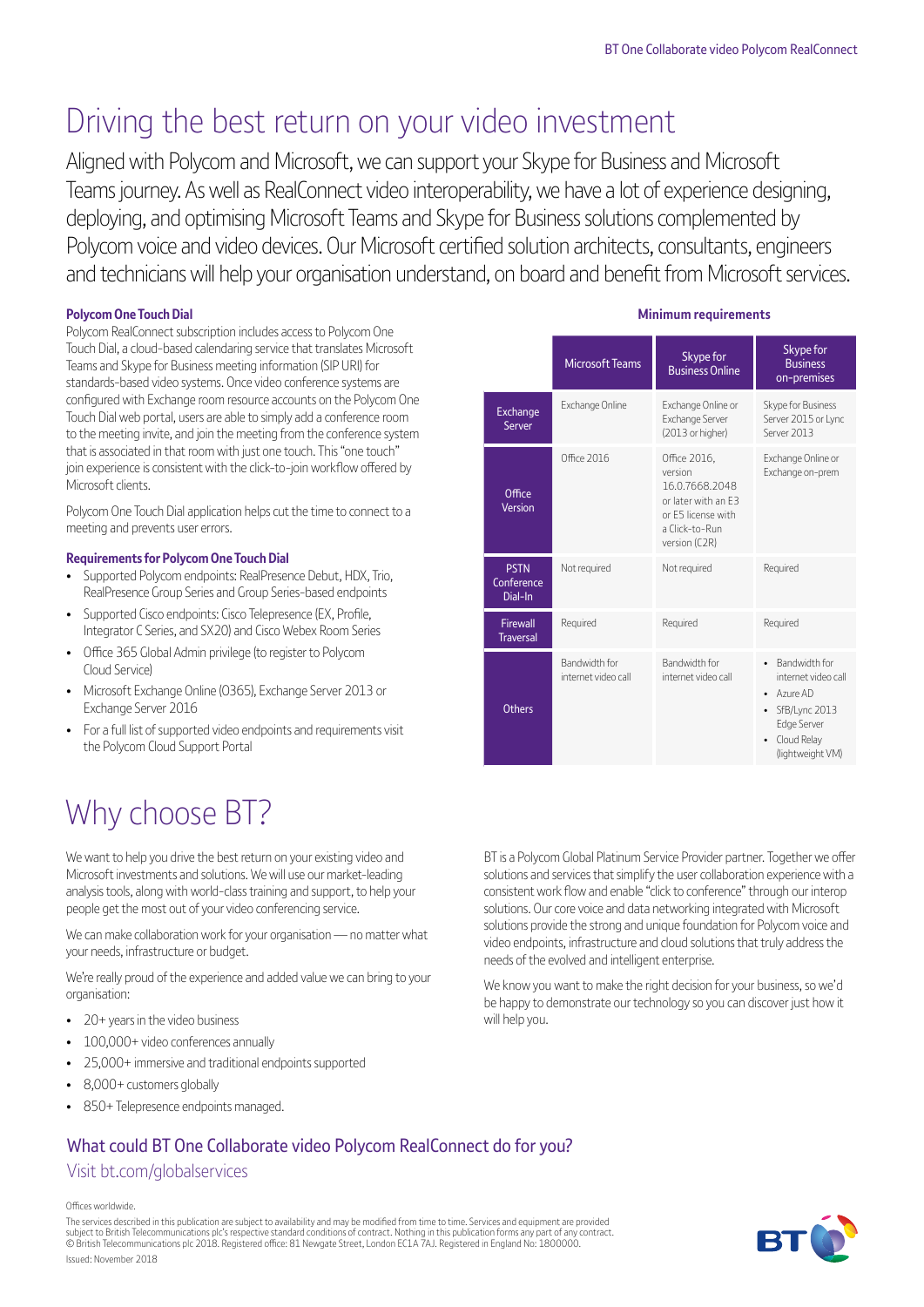# Driving the best return on your video investment

Aligned with Polycom and Microsoft, we can support your Skype for Business and Microsoft Teams journey. As well as RealConnect video interoperability, we have a lot of experience designing, deploying, and optimising Microsoft Teams and Skype for Business solutions complemented by Polycom voice and video devices. Our Microsoft certified solution architects, consultants, engineers and technicians will help your organisation understand, on board and benefit from Microsoft services.

### Polycom One Touch Dial

Polycom RealConnect subscription includes access to Polycom One Touch Dial, a cloud-based calendaring service that translates Microsoft Teams and Skype for Business meeting information (SIP URI) for standards-based video systems. Once video conference systems are configured with Exchange room resource accounts on the Polycom One Touch Dial web portal, users are able to simply add a conference room to the meeting invite, and join the meeting from the conference system that is associated in that room with just one touch. This "one touch" join experience is consistent with the click-to-join workflow offered by Microsoft clients.

Polycom One Touch Dial application helps cut the time to connect to a meeting and prevents user errors.

### Requirements for Polycom One Touch Dial

- Supported Polycom endpoints: RealPresence Debut, HDX, Trio, RealPresence Group Series and Group Series-based endpoints
- Supported Cisco endpoints: Cisco Telepresence (EX, Profile, Integrator C Series, and SX20) and Cisco Webex Room Series
- Office 365 Global Admin privilege (to register to Polycom Cloud Service)
- Microsoft Exchange Online (O365), Exchange Server 2013 or Exchange Server 2016
- For a full list of supported video endpoints and requirements visit the Polycom Cloud Support Portal

### Minimum requirements

| | Microsoft Teams | Skype for Business Online | Skype for Business on-premises |
|---|---|---|---|
| Exchange Server | Exchange Online | Exchange Online or Exchange Server (2013 or higher) | Skype for Business Server 2015 or Lync Server 2013 |
| Office Version | Office 2016 | Office 2016, version 16.0.7668.2048 or later with an E3 or E5 license with a Click-to-Run version (C2R) | Exchange Online or Exchange on-prem |
| PSTN Conference Dial-In | Not required | Not required | Required |
| Firewall Traversal | Required | Required | Required |
| Others | Bandwidth for internet video call | Bandwidth for internet video call | • Bandwidth for internet video call<br>• Azure AD<br>• SfB/Lync 2013 Edge Server<br>• Cloud Relay (lightweight VM) |

# Why choose BT?

We want to help you drive the best return on your existing video and Microsoft investments and solutions. We will use our market-leading analysis tools, along with world-class training and support, to help your people get the most out of your video conferencing service.

We can make collaboration work for your organisation — no matter what your needs, infrastructure or budget.

We're really proud of the experience and added value we can bring to your organisation:

- 20+ years in the video business
- 100,000+ video conferences annually
- 25,000+ immersive and traditional endpoints supported
- 8,000+ customers globally
- 850+ Telepresence endpoints managed.

BT is a Polycom Global Platinum Service Provider partner. Together we offer solutions and services that simplify the user collaboration experience with a consistent work flow and enable "click to conference" through our interop solutions. Our core voice and data networking integrated with Microsoft solutions provide the strong and unique foundation for Polycom voice and video endpoints, infrastructure and cloud solutions that truly address the needs of the evolved and intelligent enterprise.

We know you want to make the right decision for your business, so we'd be happy to demonstrate our technology so you can discover just how it will help you.

## What could BT One Collaborate video Polycom RealConnect do for you?

Visit bt.com/globalservices

Offices worldwide.

The services described in this publication are subject to availability and may be modified from time to time. Services and equipment are provided subject to British Telecommunications plc's respective standard conditions of contract. Nothing in this publication forms any part of any contract.
© British Telecommunications plc 2018. Registered office: 81 Newgate Street, London EC1A 7AJ. Registered in England No: 1800000.

Issued: November 2018